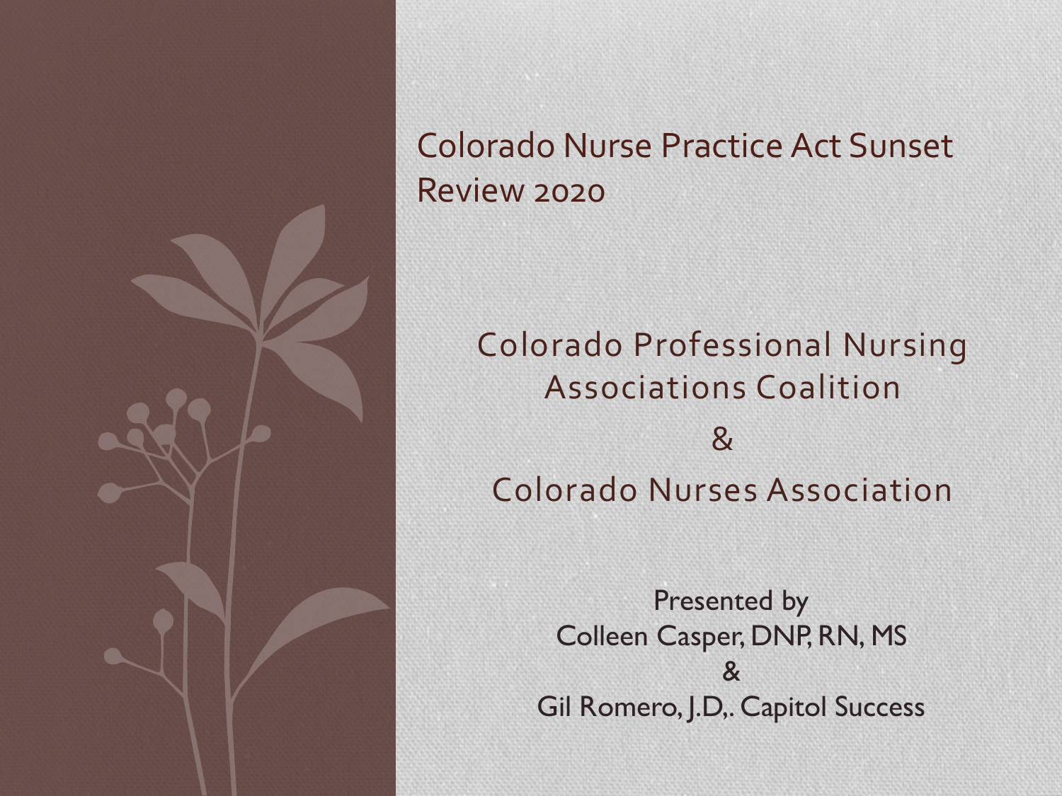# Colorado Nurse Practice Act Sunset Review 2020

## Colorado Professional Nursing Associations Coalition
## &
## Colorado Nurses Association

Presented by
Colleen Casper, DNP, RN, MS
&
Gil Romero, J.D,. Capitol Success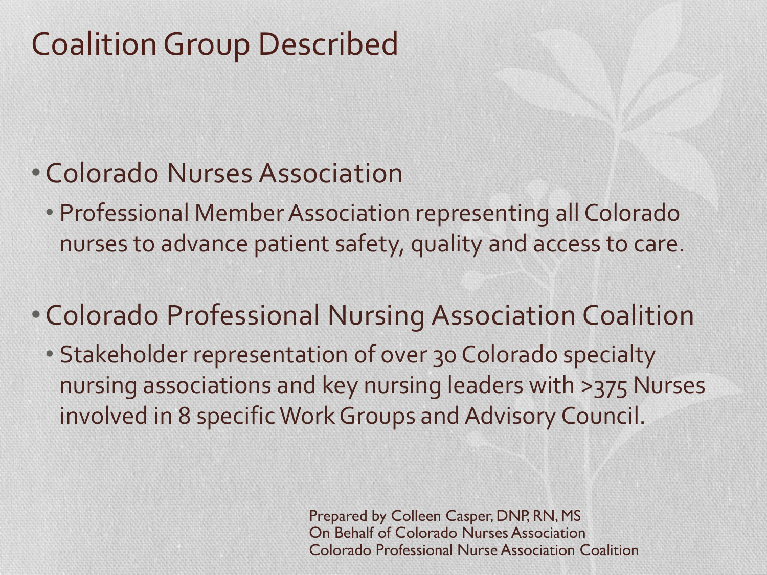# Coalition Group Described

- Colorado Nurses Association
  - Professional Member Association representing all Colorado nurses to advance patient safety, quality and access to care.
- Colorado Professional Nursing Association Coalition
  - Stakeholder representation of over 30 Colorado specialty nursing associations and key nursing leaders with >375 Nurses involved in 8 specific Work Groups and Advisory Council.

Prepared by Colleen Casper, DNP, RN, MS
On Behalf of Colorado Nurses Association
Colorado Professional Nurse Association Coalition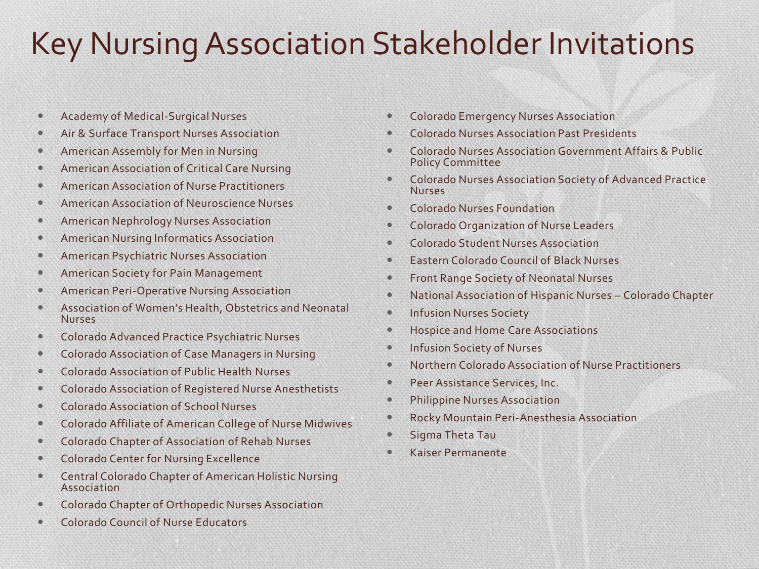# Key Nursing Association Stakeholder Invitations

- Academy of Medical-Surgical Nurses
- Air & Surface Transport Nurses Association
- American Assembly for Men in Nursing
- American Association of Critical Care Nursing
- American Association of Nurse Practitioners
- American Association of Neuroscience Nurses
- American Nephrology Nurses Association
- American Nursing Informatics Association
- American Psychiatric Nurses Association
- American Society for Pain Management
- American Peri-Operative Nursing Association
- Association of Women's Health, Obstetrics and Neonatal Nurses
- Colorado Advanced Practice Psychiatric Nurses
- Colorado Association of Case Managers in Nursing
- Colorado Association of Public Health Nurses
- Colorado Association of Registered Nurse Anesthetists
- Colorado Association of School Nurses
- Colorado Affiliate of American College of Nurse Midwives
- Colorado Chapter of Association of Rehab Nurses
- Colorado Center for Nursing Excellence
- Central Colorado Chapter of American Holistic Nursing Association
- Colorado Chapter of Orthopedic Nurses Association
- Colorado Council of Nurse Educators
- Colorado Emergency Nurses Association
- Colorado Nurses Association Past Presidents
- Colorado Nurses Association Government Affairs & Public Policy Committee
- Colorado Nurses Association Society of Advanced Practice Nurses
- Colorado Nurses Foundation
- Colorado Organization of Nurse Leaders
- Colorado Student Nurses Association
- Eastern Colorado Council of Black Nurses
- Front Range Society of Neonatal Nurses
- National Association of Hispanic Nurses – Colorado Chapter
- Infusion Nurses Society
- Hospice and Home Care Associations
- Infusion Society of Nurses
- Northern Colorado Association of Nurse Practitioners
- Peer Assistance Services, Inc.
- Philippine Nurses Association
- Rocky Mountain Peri-Anesthesia Association
- Sigma Theta Tau
- Kaiser Permanente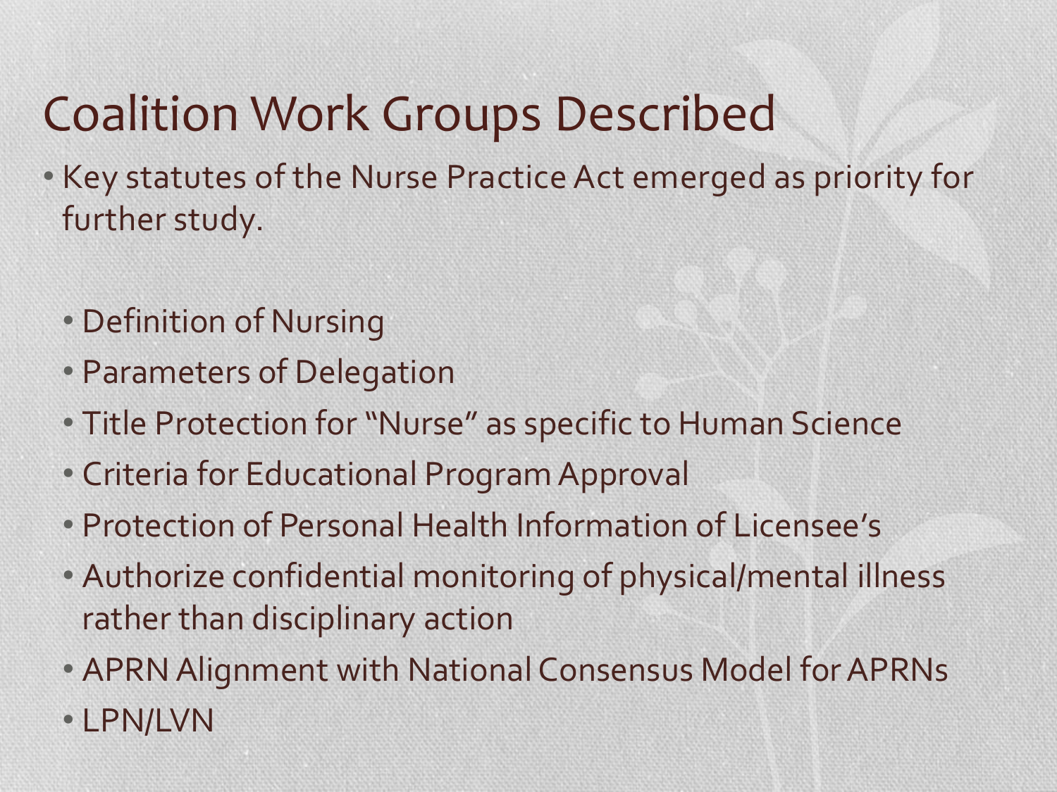# Coalition Work Groups Described

- Key statutes of the Nurse Practice Act emerged as priority for further study.
  - Definition of Nursing
  - Parameters of Delegation
  - Title Protection for "Nurse" as specific to Human Science
  - Criteria for Educational Program Approval
  - Protection of Personal Health Information of Licensee's
  - Authorize confidential monitoring of physical/mental illness rather than disciplinary action
  - APRN Alignment with National Consensus Model for APRNs
  - LPN/LVN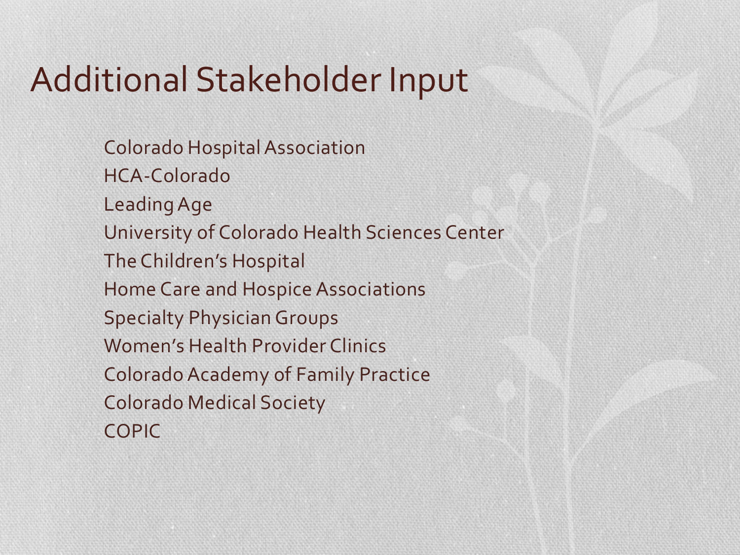# Additional Stakeholder Input

Colorado Hospital Association
HCA-Colorado
Leading Age
University of Colorado Health Sciences Center
The Children's Hospital
Home Care and Hospice Associations
Specialty Physician Groups
Women's Health Provider Clinics
Colorado Academy of Family Practice
Colorado Medical Society
COPIC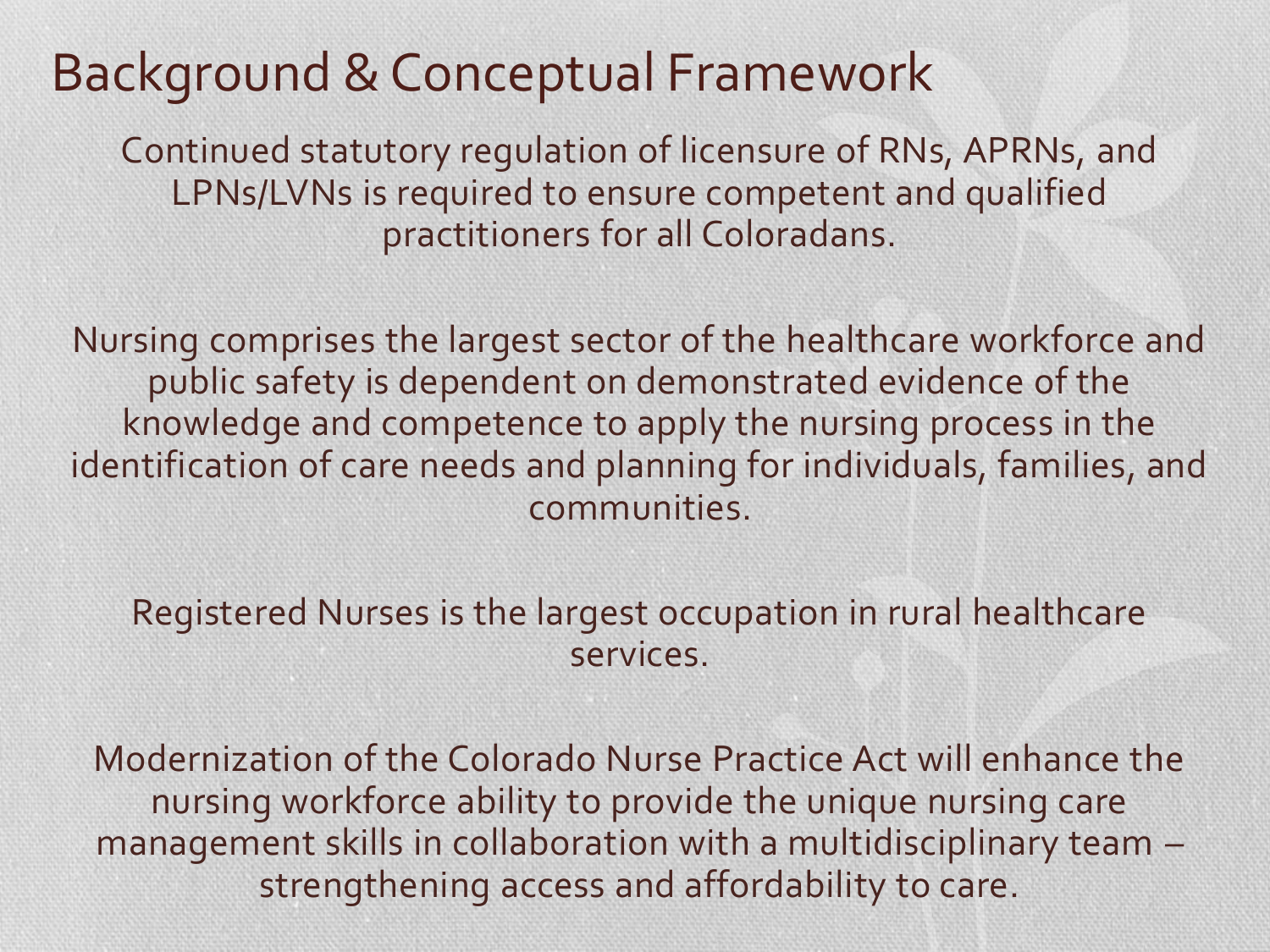# Background & Conceptual Framework

Continued statutory regulation of licensure of RNs, APRNs, and LPNs/LVNs is required to ensure competent and qualified practitioners for all Coloradans.

Nursing comprises the largest sector of the healthcare workforce and public safety is dependent on demonstrated evidence of the knowledge and competence to apply the nursing process in the identification of care needs and planning for individuals, families, and communities.

Registered Nurses is the largest occupation in rural healthcare services.

Modernization of the Colorado Nurse Practice Act will enhance the nursing workforce ability to provide the unique nursing care management skills in collaboration with a multidisciplinary team – strengthening access and affordability to care.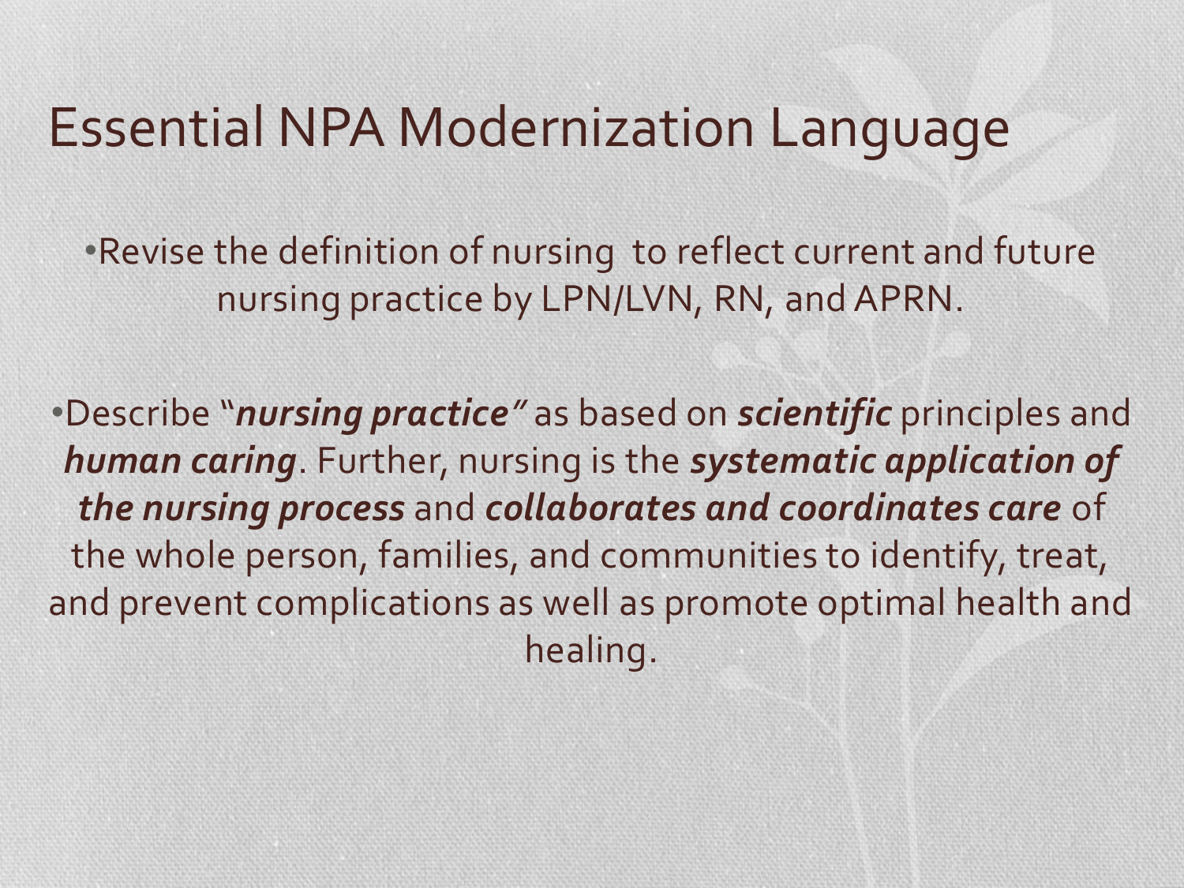# Essential NPA Modernization Language

- Revise the definition of nursing to reflect current and future nursing practice by LPN/LVN, RN, and APRN.

- Describe "***nursing practice***" as based on ***scientific*** principles and ***human caring***. Further, nursing is the ***systematic application of the nursing process*** and ***collaborates and coordinates care*** of the whole person, families, and communities to identify, treat, and prevent complications as well as promote optimal health and healing.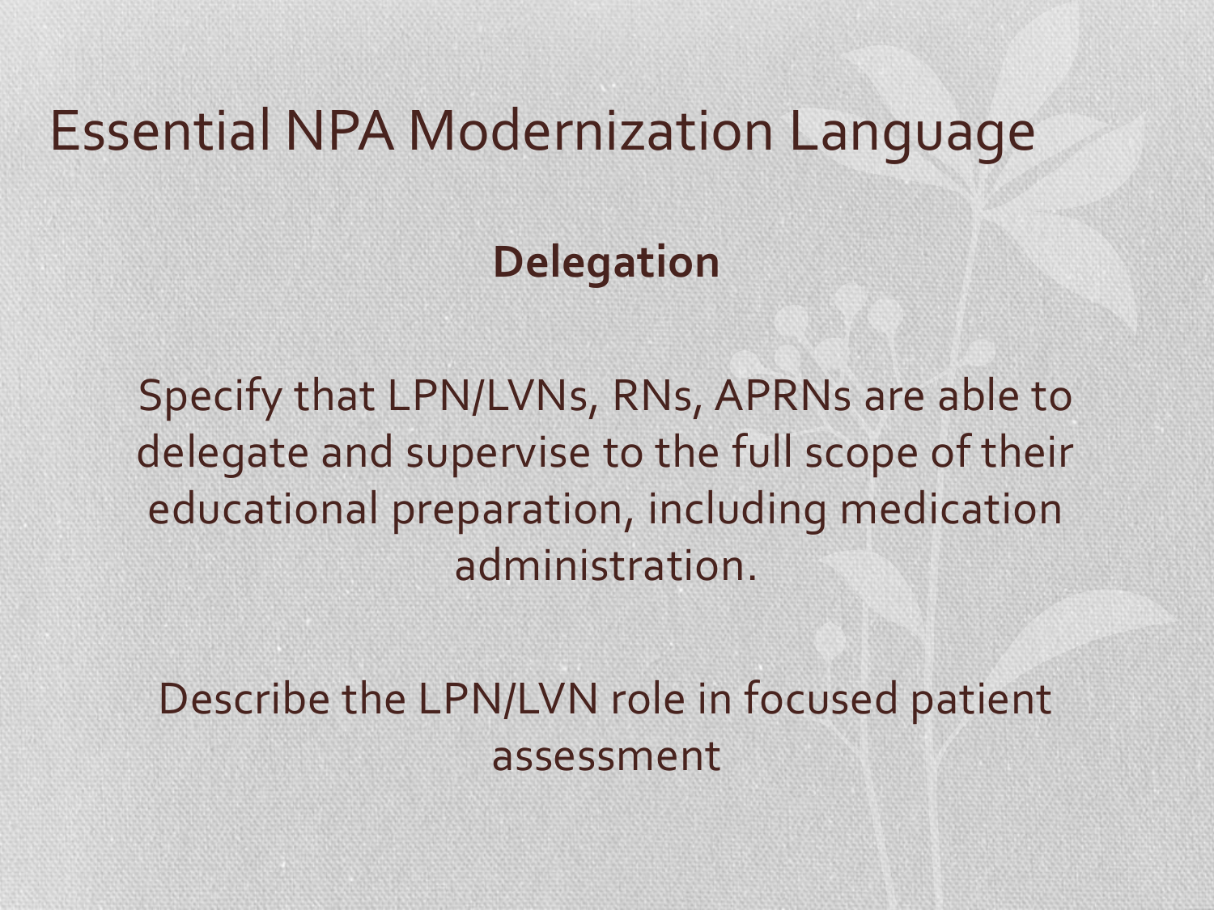# Essential NPA Modernization Language

**Delegation**

Specify that LPN/LVNs, RNs, APRNs are able to delegate and supervise to the full scope of their educational preparation, including medication administration.

Describe the LPN/LVN role in focused patient assessment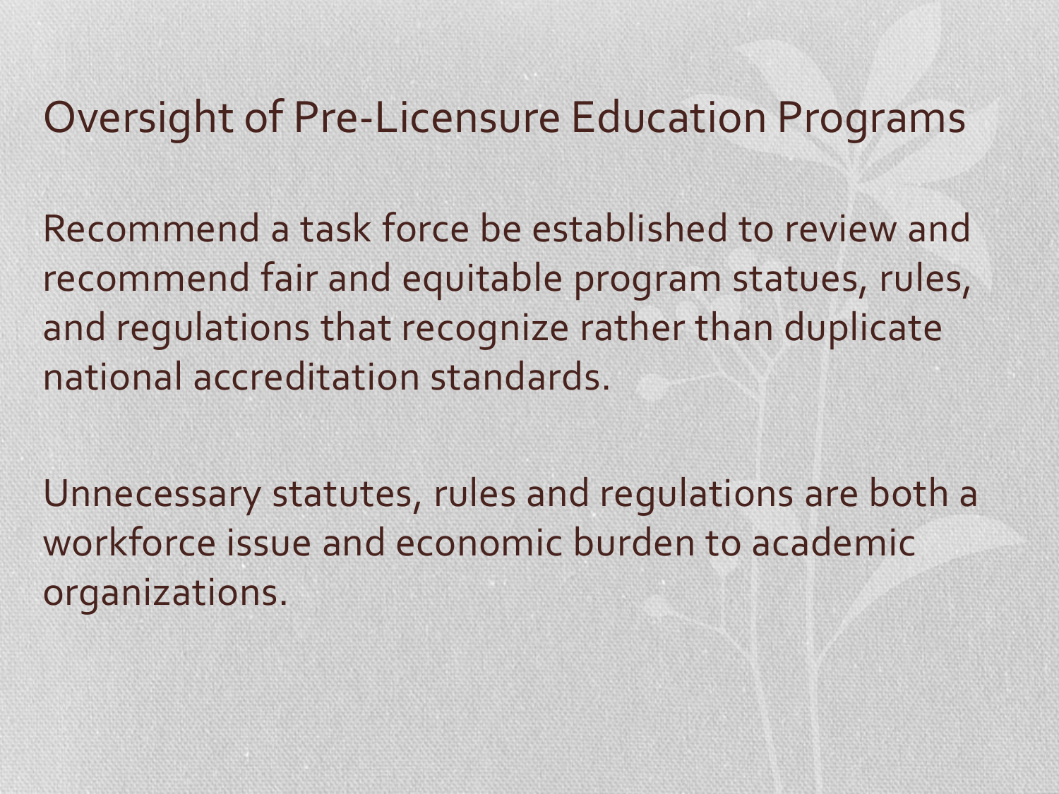# Oversight of Pre-Licensure Education Programs

Recommend a task force be established to review and recommend fair and equitable program statues, rules, and regulations that recognize rather than duplicate national accreditation standards.

Unnecessary statutes, rules and regulations are both a workforce issue and economic burden to academic organizations.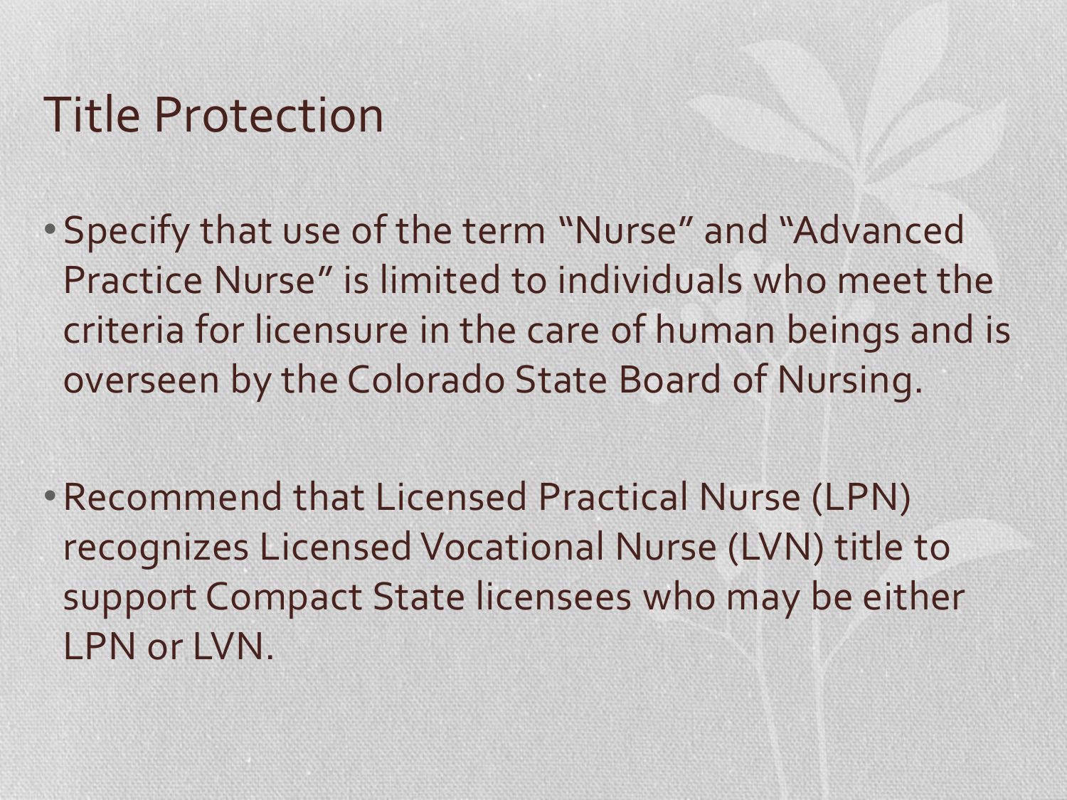# Title Protection

- Specify that use of the term “Nurse” and “Advanced Practice Nurse” is limited to individuals who meet the criteria for licensure in the care of human beings and is overseen by the Colorado State Board of Nursing.

- Recommend that Licensed Practical Nurse (LPN) recognizes Licensed Vocational Nurse (LVN) title to support Compact State licensees who may be either LPN or LVN.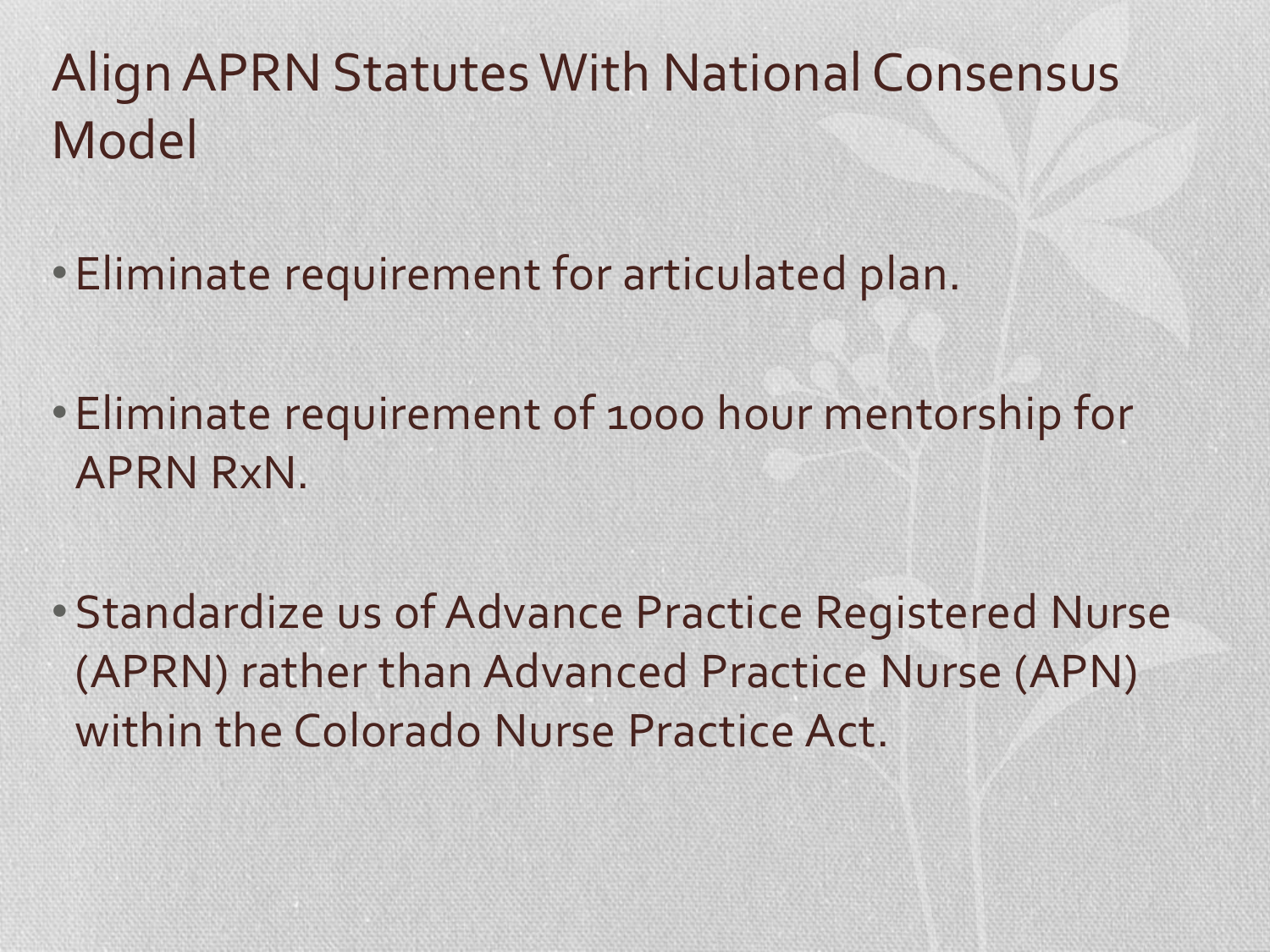# Align APRN Statutes With National Consensus Model

- Eliminate requirement for articulated plan.
- Eliminate requirement of 1000 hour mentorship for APRN RxN.
- Standardize us of Advance Practice Registered Nurse (APRN) rather than Advanced Practice Nurse (APN) within the Colorado Nurse Practice Act.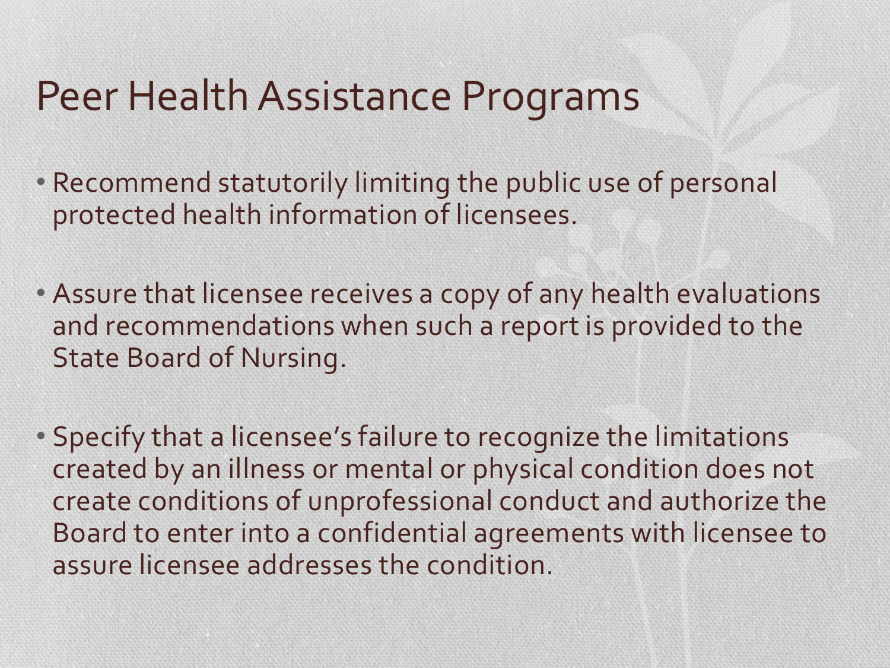# Peer Health Assistance Programs

- Recommend statutorily limiting the public use of personal protected health information of licensees.
- Assure that licensee receives a copy of any health evaluations and recommendations when such a report is provided to the State Board of Nursing.
- Specify that a licensee's failure to recognize the limitations created by an illness or mental or physical condition does not create conditions of unprofessional conduct and authorize the Board to enter into a confidential agreements with licensee to assure licensee addresses the condition.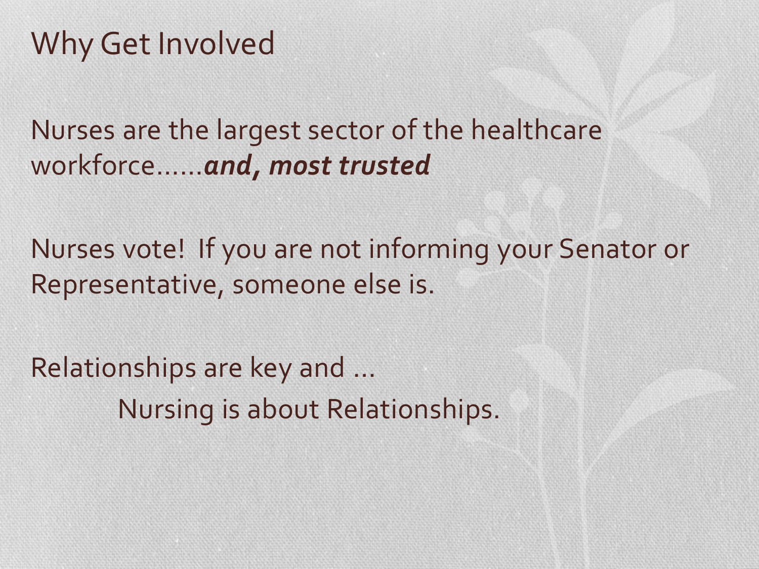# Why Get Involved

Nurses are the largest sector of the healthcare workforce……***and, most trusted***

Nurses vote! If you are not informing your Senator or Representative, someone else is.

Relationships are key and …

Nursing is about Relationships.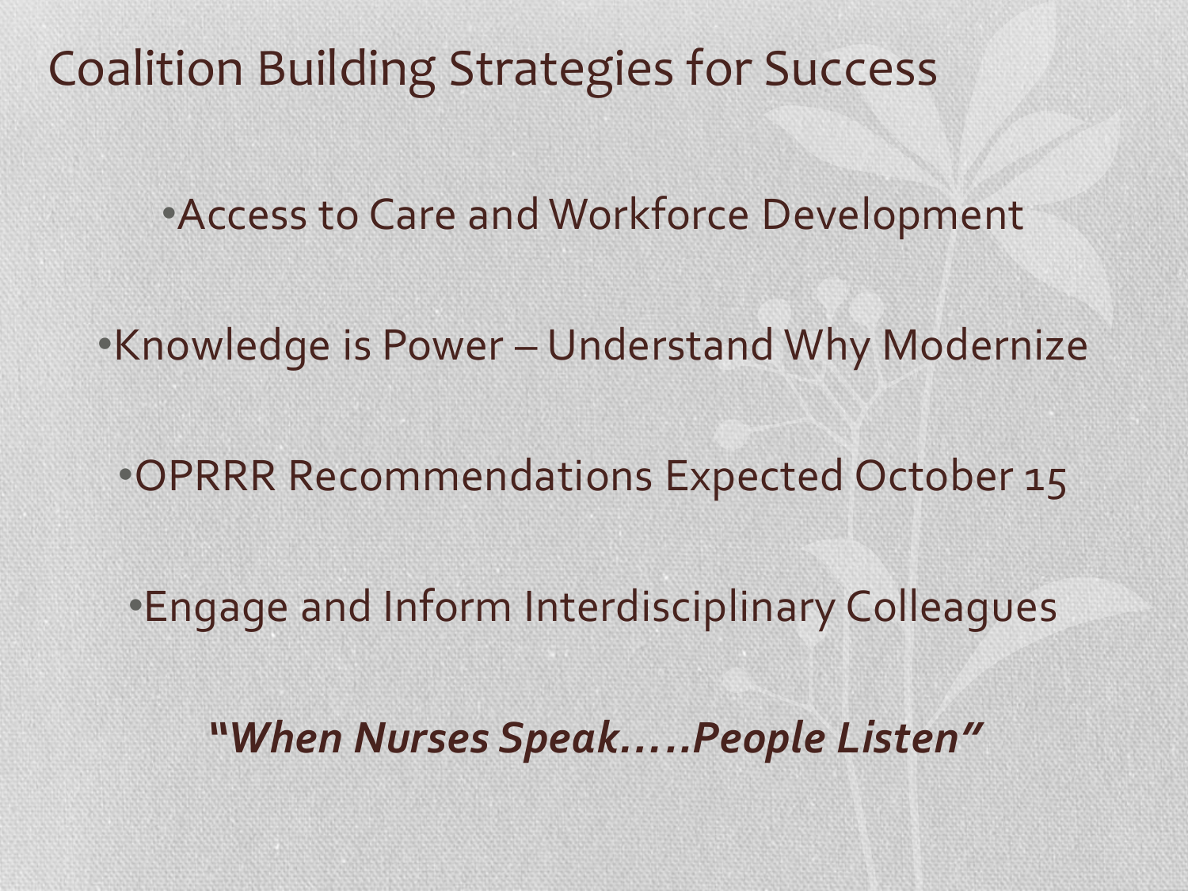# Coalition Building Strategies for Success

- Access to Care and Workforce Development
- Knowledge is Power – Understand Why Modernize
- OPRRR Recommendations Expected October 15
- Engage and Inform Interdisciplinary Colleagues

***"When Nurses Speak…..People Listen"***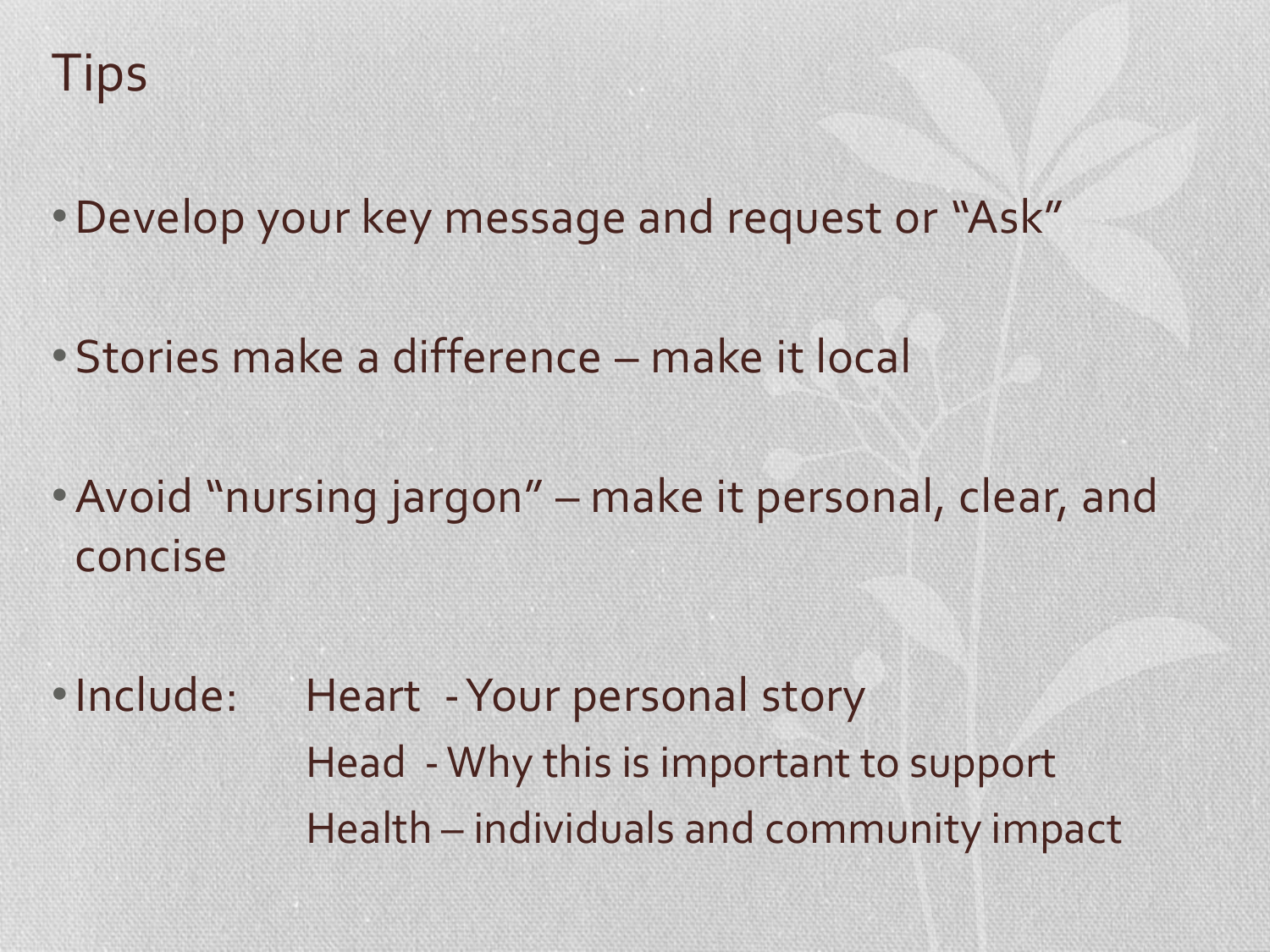# Tips

- Develop your key message and request or "Ask"
- Stories make a difference – make it local
- Avoid "nursing jargon" – make it personal, clear, and concise
- Include:
  - Heart - Your personal story
  - Head - Why this is important to support
  - Health – individuals and community impact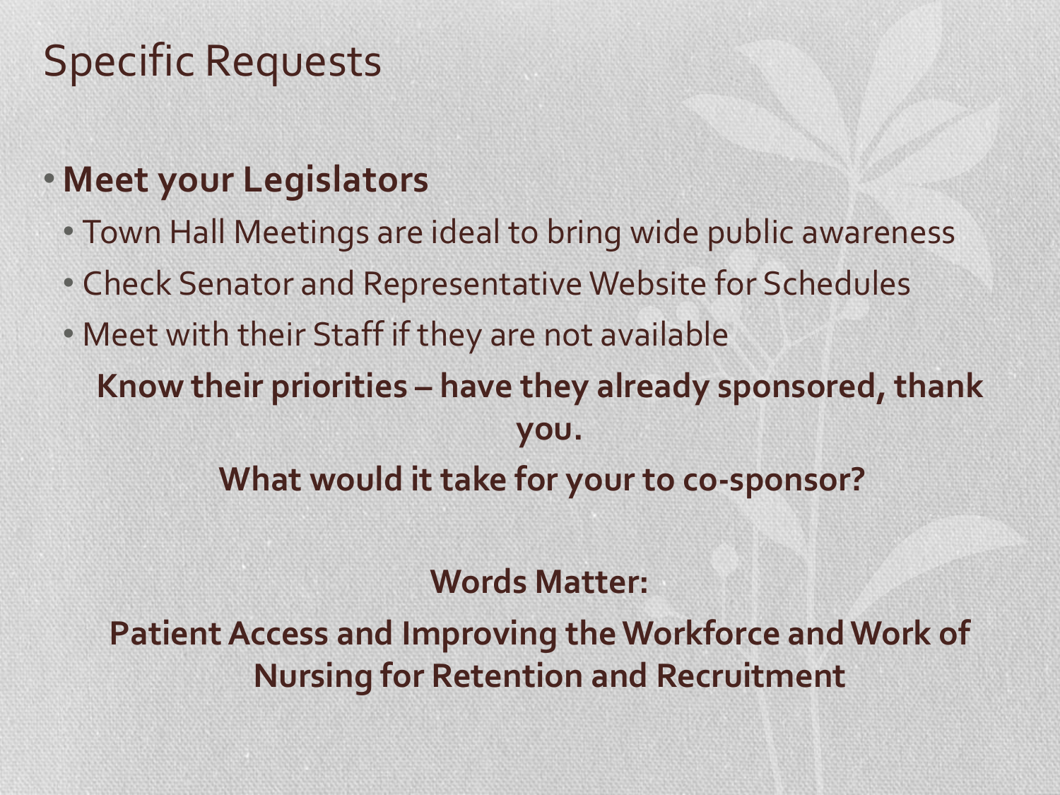# Specific Requests

- **Meet your Legislators**
  - Town Hall Meetings are ideal to bring wide public awareness
  - Check Senator and Representative Website for Schedules
  - Meet with their Staff if they are not available

**Know their priorities – have they already sponsored, thank you.**

**What would it take for your to co-sponsor?**

**Words Matter:**

**Patient Access and Improving the Workforce and Work of Nursing for Retention and Recruitment**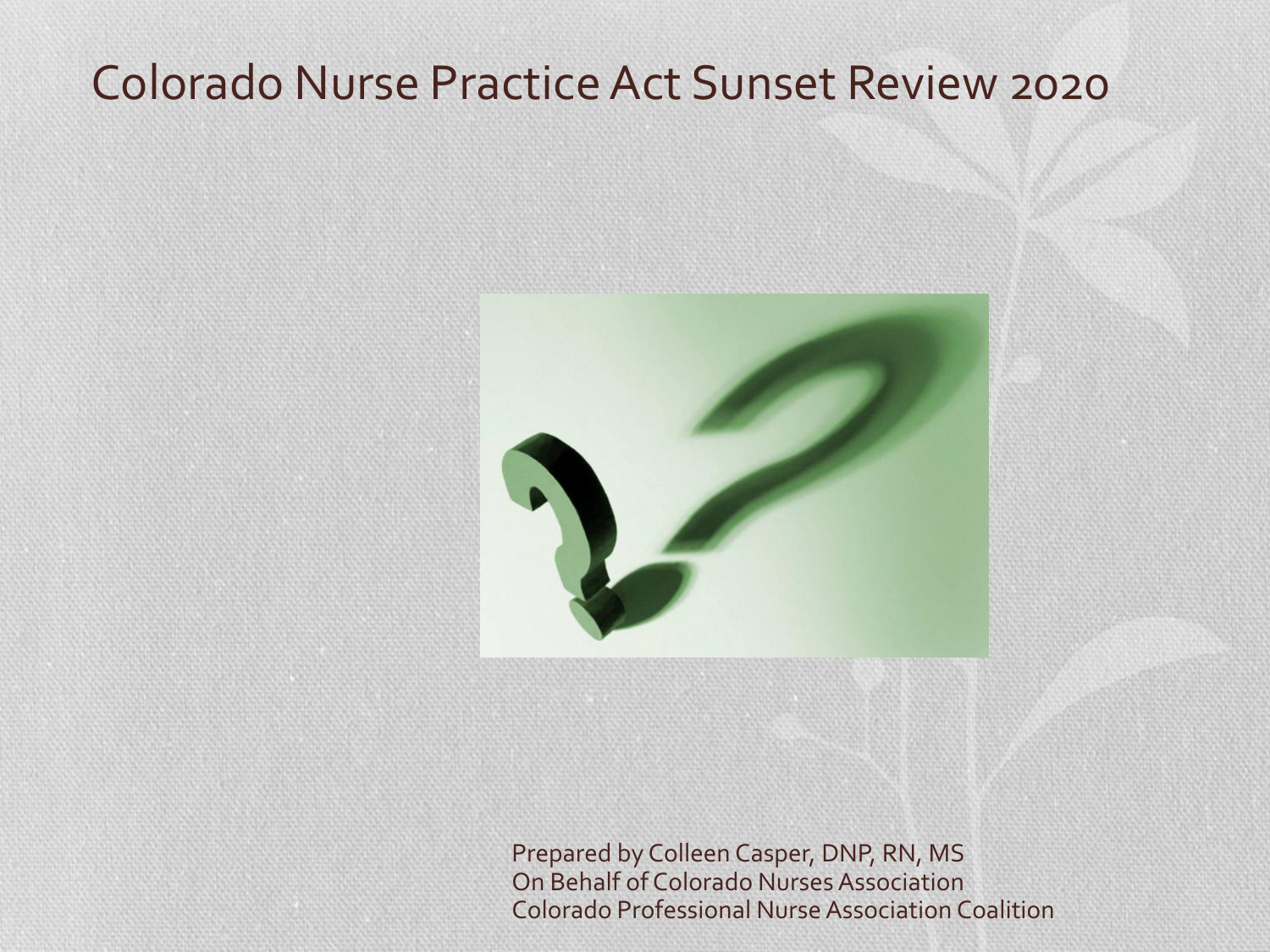# Colorado Nurse Practice Act Sunset Review 2020

Prepared by Colleen Casper, DNP, RN, MS
On Behalf of Colorado Nurses Association
Colorado Professional Nurse Association Coalition